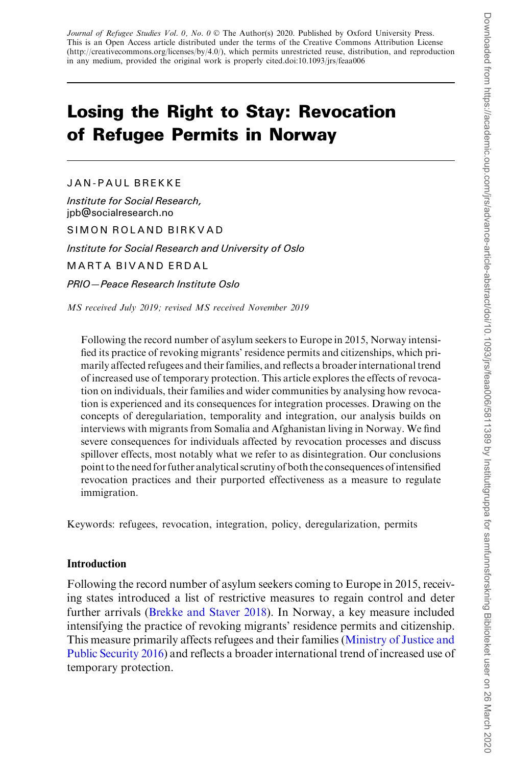*Journal of Refugee Studies Vol. 0, No. 0* © The Author(s) 2020. Published by Oxford University Press. This is an Open Access article distributed under the terms of the Creative Commons Attribution License (http://creativecommons.org/licenses/by/4.0/), which permits unrestricted reuse, distribution, and reproduction in any medium, provided the original work is properly cited.doi:10.1093/jrs/feaa006

# Losing the Right to Stay: Revocation of Refugee Permits in Norway

JAN-PAUL BREKKE

*Institute for Social Research,*
jpb@socialresearch.no

SIMON ROLAND BIRKVAD

*Institute for Social Research and University of Oslo*

MARTA BIVAND ERDAL

*PRIO—Peace Research Institute Oslo*

*MS received July 2019; revised MS received November 2019*

Following the record number of asylum seekers to Europe in 2015, Norway intensified its practice of revoking migrants' residence permits and citizenships, which primarily affected refugees and their families, and reflects a broader international trend of increased use of temporary protection. This article explores the effects of revocation on individuals, their families and wider communities by analysing how revocation is experienced and its consequences for integration processes. Drawing on the concepts of deregulariation, temporality and integration, our analysis builds on interviews with migrants from Somalia and Afghanistan living in Norway. We find severe consequences for individuals affected by revocation processes and discuss spillover effects, most notably what we refer to as disintegration. Our conclusions point to the need for futher analytical scrutiny of both the consequences of intensified revocation practices and their purported effectiveness as a measure to regulate immigration.

Keywords: refugees, revocation, integration, policy, deregularization, permits

## Introduction

Following the record number of asylum seekers coming to Europe in 2015, receiving states introduced a list of restrictive measures to regain control and deter further arrivals (Brekke and Staver 2018). In Norway, a key measure included intensifying the practice of revoking migrants' residence permits and citizenship. This measure primarily affects refugees and their families (Ministry of Justice and Public Security 2016) and reflects a broader international trend of increased use of temporary protection.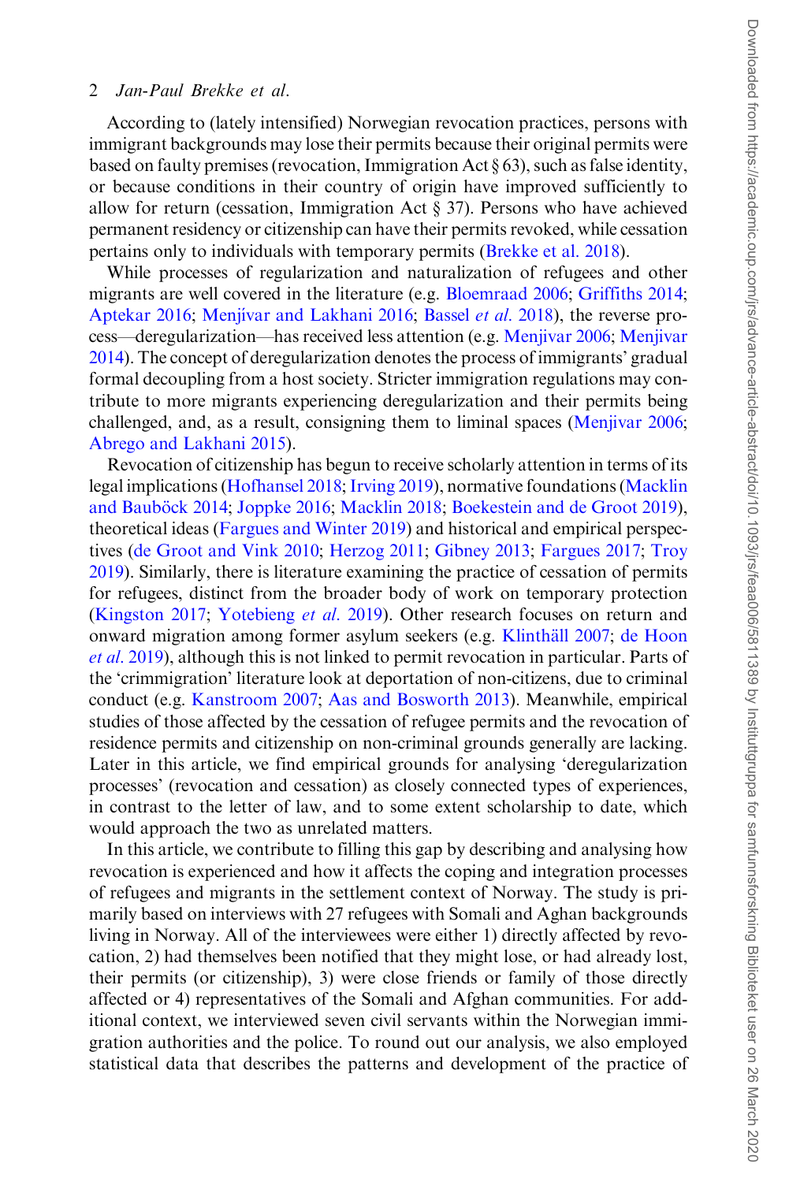According to (lately intensified) Norwegian revocation practices, persons with immigrant backgrounds may lose their permits because their original permits were based on faulty premises (revocation, Immigration Act § 63), such as false identity, or because conditions in their country of origin have improved sufficiently to allow for return (cessation, Immigration Act § 37). Persons who have achieved permanent residency or citizenship can have their permits revoked, while cessation pertains only to individuals with temporary permits (Brekke et al. 2018).

While processes of regularization and naturalization of refugees and other migrants are well covered in the literature (e.g. Bloemraad 2006; Griffiths 2014; Aptekar 2016; Menjívar and Lakhani 2016; Bassel *et al*. 2018), the reverse process—deregularization—has received less attention (e.g. Menjívar 2006; Menjívar 2014). The concept of deregularization denotes the process of immigrants' gradual formal decoupling from a host society. Stricter immigration regulations may contribute to more migrants experiencing deregularization and their permits being challenged, and, as a result, consigning them to liminal spaces (Menjivar 2006; Abrego and Lakhani 2015).

Revocation of citizenship has begun to receive scholarly attention in terms of its legal implications (Hofhansel 2018; Irving 2019), normative foundations (Macklin and Bauböck 2014; Joppke 2016; Macklin 2018; Boekestein and de Groot 2019), theoretical ideas (Fargues and Winter 2019) and historical and empirical perspectives (de Groot and Vink 2010; Herzog 2011; Gibney 2013; Fargues 2017; Troy 2019). Similarly, there is literature examining the practice of cessation of permits for refugees, distinct from the broader body of work on temporary protection (Kingston 2017; Yotebieng *et al*. 2019). Other research focuses on return and onward migration among former asylum seekers (e.g. Klinthäll 2007; de Hoon *et al*. 2019), although this is not linked to permit revocation in particular. Parts of the 'crimmigration' literature look at deportation of non-citizens, due to criminal conduct (e.g. Kanstroom 2007; Aas and Bosworth 2013). Meanwhile, empirical studies of those affected by the cessation of refugee permits and the revocation of residence permits and citizenship on non-criminal grounds generally are lacking. Later in this article, we find empirical grounds for analysing 'deregularization processes' (revocation and cessation) as closely connected types of experiences, in contrast to the letter of law, and to some extent scholarship to date, which would approach the two as unrelated matters.

In this article, we contribute to filling this gap by describing and analysing how revocation is experienced and how it affects the coping and integration processes of refugees and migrants in the settlement context of Norway. The study is primarily based on interviews with 27 refugees with Somali and Aghan backgrounds living in Norway. All of the interviewees were either 1) directly affected by revocation, 2) had themselves been notified that they might lose, or had already lost, their permits (or citizenship), 3) were close friends or family of those directly affected or 4) representatives of the Somali and Afghan communities. For additional context, we interviewed seven civil servants within the Norwegian immigration authorities and the police. To round out our analysis, we also employed statistical data that describes the patterns and development of the practice of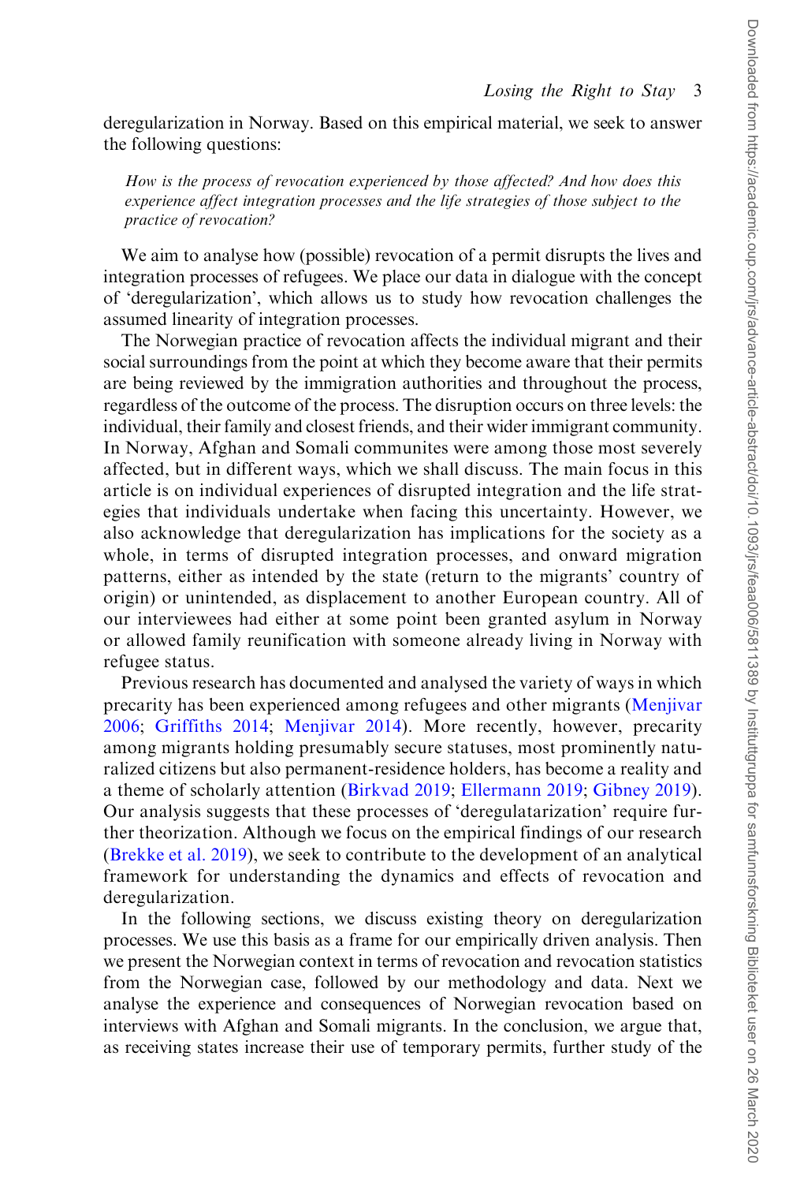deregularization in Norway. Based on this empirical material, we seek to answer the following questions:

> *How is the process of revocation experienced by those affected? And how does this experience affect integration processes and the life strategies of those subject to the practice of revocation?*

We aim to analyse how (possible) revocation of a permit disrupts the lives and integration processes of refugees. We place our data in dialogue with the concept of 'deregularization', which allows us to study how revocation challenges the assumed linearity of integration processes.

The Norwegian practice of revocation affects the individual migrant and their social surroundings from the point at which they become aware that their permits are being reviewed by the immigration authorities and throughout the process, regardless of the outcome of the process. The disruption occurs on three levels: the individual, their family and closest friends, and their wider immigrant community. In Norway, Afghan and Somali communites were among those most severely affected, but in different ways, which we shall discuss. The main focus in this article is on individual experiences of disrupted integration and the life strategies that individuals undertake when facing this uncertainty. However, we also acknowledge that deregularization has implications for the society as a whole, in terms of disrupted integration processes, and onward migration patterns, either as intended by the state (return to the migrants' country of origin) or unintended, as displacement to another European country. All of our interviewees had either at some point been granted asylum in Norway or allowed family reunification with someone already living in Norway with refugee status.

Previous research has documented and analysed the variety of ways in which precarity has been experienced among refugees and other migrants (Menjivar 2006; Griffiths 2014; Menjivar 2014). More recently, however, precarity among migrants holding presumably secure statuses, most prominently naturalized citizens but also permanent-residence holders, has become a reality and a theme of scholarly attention (Birkvad 2019; Ellermann 2019; Gibney 2019). Our analysis suggests that these processes of 'deregulatarization' require further theorization. Although we focus on the empirical findings of our research (Brekke et al. 2019), we seek to contribute to the development of an analytical framework for understanding the dynamics and effects of revocation and deregularization.

In the following sections, we discuss existing theory on deregularization processes. We use this basis as a frame for our empirically driven analysis. Then we present the Norwegian context in terms of revocation and revocation statistics from the Norwegian case, followed by our methodology and data. Next we analyse the experience and consequences of Norwegian revocation based on interviews with Afghan and Somali migrants. In the conclusion, we argue that, as receiving states increase their use of temporary permits, further study of the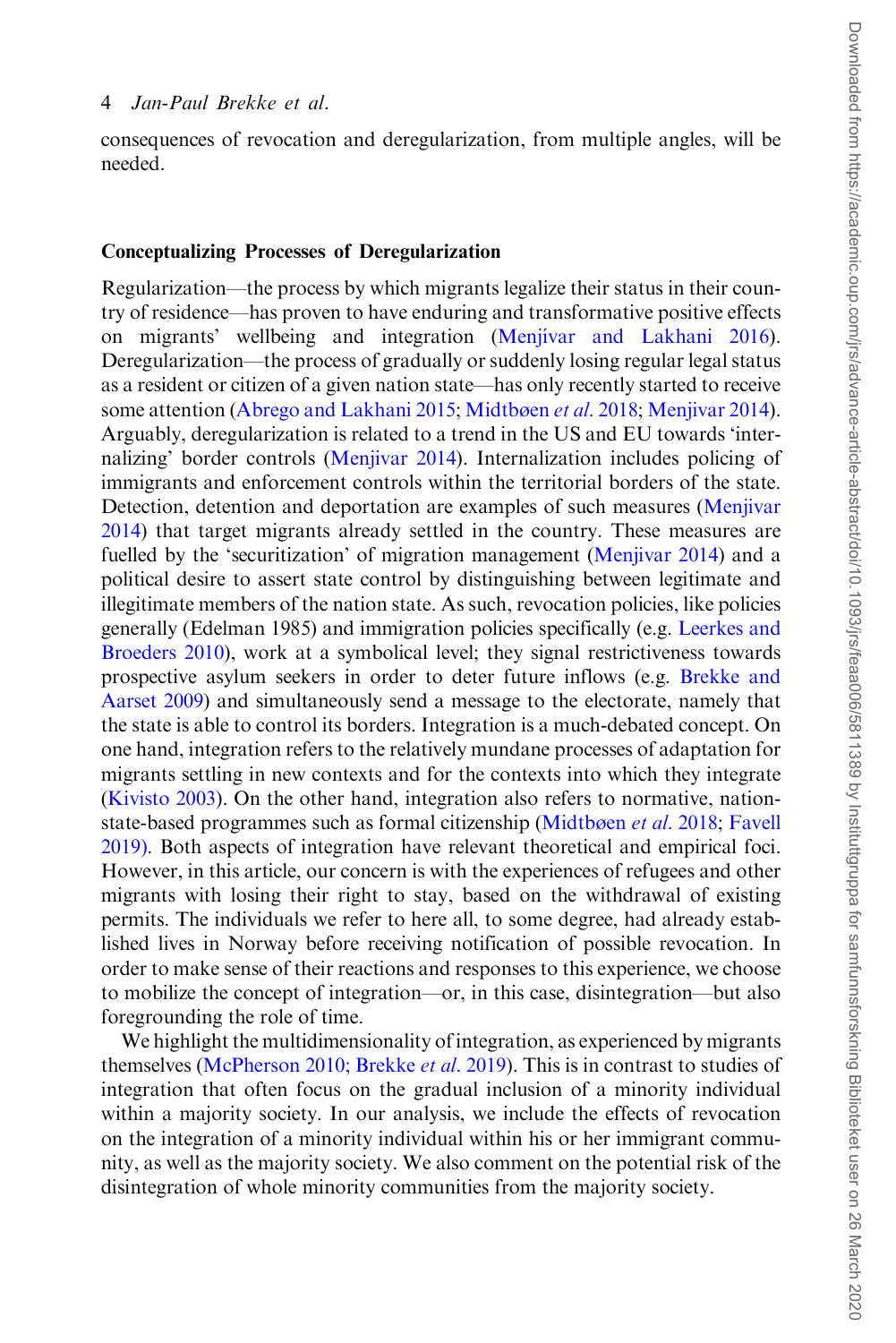consequences of revocation and deregularization, from multiple angles, will be needed.

## Conceptualizing Processes of Deregularization

Regularization—the process by which migrants legalize their status in their country of residence—has proven to have enduring and transformative positive effects on migrants' wellbeing and integration (Menjívar and Lakhani 2016). Deregularization—the process of gradually or suddenly losing regular legal status as a resident or citizen of a given nation state—has only recently started to receive some attention (Abrego and Lakhani 2015; Midtbøen *et al*. 2018; Menjivar 2014). Arguably, deregularization is related to a trend in the US and EU towards 'internalizing' border controls (Menjivar 2014). Internalization includes policing of immigrants and enforcement controls within the territorial borders of the state. Detection, detention and deportation are examples of such measures (Menjivar 2014) that target migrants already settled in the country. These measures are fuelled by the 'securitization' of migration management (Menjivar 2014) and a political desire to assert state control by distinguishing between legitimate and illegitimate members of the nation state. As such, revocation policies, like policies generally (Edelman 1985) and immigration policies specifically (e.g. Leerkes and Broeders 2010), work at a symbolical level; they signal restrictiveness towards prospective asylum seekers in order to deter future inflows (e.g. Brekke and Aarset 2009) and simultaneously send a message to the electorate, namely that the state is able to control its borders. Integration is a much-debated concept. On one hand, integration refers to the relatively mundane processes of adaptation for migrants settling in new contexts and for the contexts into which they integrate (Kivisto 2003). On the other hand, integration also refers to normative, nation-state-based programmes such as formal citizenship (Midtbøen *et al*. 2018; Favell 2019). Both aspects of integration have relevant theoretical and empirical foci. However, in this article, our concern is with the experiences of refugees and other migrants with losing their right to stay, based on the withdrawal of existing permits. The individuals we refer to here all, to some degree, had already established lives in Norway before receiving notification of possible revocation. In order to make sense of their reactions and responses to this experience, we choose to mobilize the concept of integration—or, in this case, disintegration—but also foregrounding the role of time.

We highlight the multidimensionality of integration, as experienced by migrants themselves (McPherson 2010; Brekke *et al*. 2019). This is in contrast to studies of integration that often focus on the gradual inclusion of a minority individual within a majority society. In our analysis, we include the effects of revocation on the integration of a minority individual within his or her immigrant community, as well as the majority society. We also comment on the potential risk of the disintegration of whole minority communities from the majority society.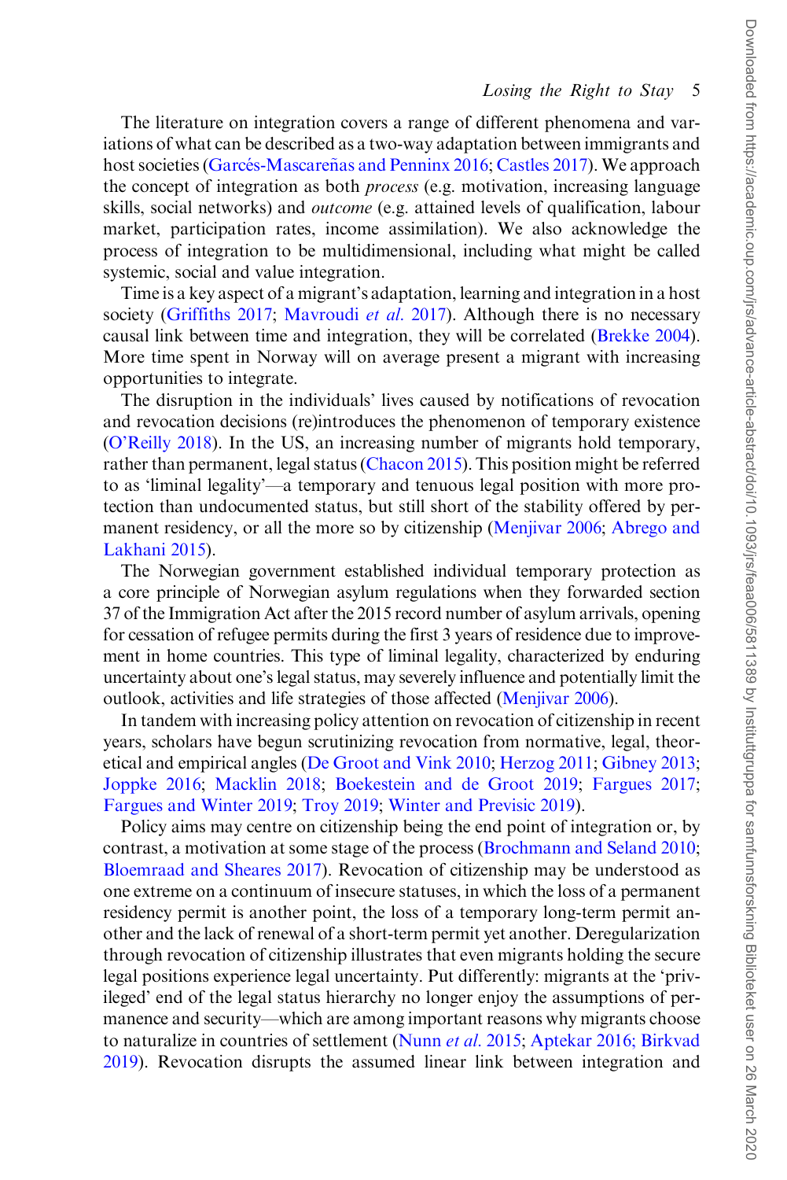The literature on integration covers a range of different phenomena and variations of what can be described as a two-way adaptation between immigrants and host societies (Garcés-Mascareñas and Penninx 2016; Castles 2017). We approach the concept of integration as both *process* (e.g. motivation, increasing language skills, social networks) and *outcome* (e.g. attained levels of qualification, labour market, participation rates, income assimilation). We also acknowledge the process of integration to be multidimensional, including what might be called systemic, social and value integration.

Time is a key aspect of a migrant's adaptation, learning and integration in a host society (Griffiths 2017; Mavroudi *et al.* 2017). Although there is no necessary causal link between time and integration, they will be correlated (Brekke 2004). More time spent in Norway will on average present a migrant with increasing opportunities to integrate.

The disruption in the individuals' lives caused by notifications of revocation and revocation decisions (re)introduces the phenomenon of temporary existence (O'Reilly 2018). In the US, an increasing number of migrants hold temporary, rather than permanent, legal status (Chacon 2015). This position might be referred to as 'liminal legality'—a temporary and tenuous legal position with more protection than undocumented status, but still short of the stability offered by permanent residency, or all the more so by citizenship (Menjivar 2006; Abrego and Lakhani 2015).

The Norwegian government established individual temporary protection as a core principle of Norwegian asylum regulations when they forwarded section 37 of the Immigration Act after the 2015 record number of asylum arrivals, opening for cessation of refugee permits during the first 3 years of residence due to improvement in home countries. This type of liminal legality, characterized by enduring uncertainty about one's legal status, may severely influence and potentially limit the outlook, activities and life strategies of those affected (Menjivar 2006).

In tandem with increasing policy attention on revocation of citizenship in recent years, scholars have begun scrutinizing revocation from normative, legal, theoretical and empirical angles (De Groot and Vink 2010; Herzog 2011; Gibney 2013; Joppke 2016; Macklin 2018; Boekestein and de Groot 2019; Fargues 2017; Fargues and Winter 2019; Troy 2019; Winter and Previsic 2019).

Policy aims may centre on citizenship being the end point of integration or, by contrast, a motivation at some stage of the process (Brochmann and Seland 2010; Bloemraad and Sheares 2017). Revocation of citizenship may be understood as one extreme on a continuum of insecure statuses, in which the loss of a permanent residency permit is another point, the loss of a temporary long-term permit another and the lack of renewal of a short-term permit yet another. Deregularization through revocation of citizenship illustrates that even migrants holding the secure legal positions experience legal uncertainty. Put differently: migrants at the 'privileged' end of the legal status hierarchy no longer enjoy the assumptions of permanence and security—which are among important reasons why migrants choose to naturalize in countries of settlement (Nunn *et al.* 2015; Aptekar 2016; Birkvad 2019). Revocation disrupts the assumed linear link between integration and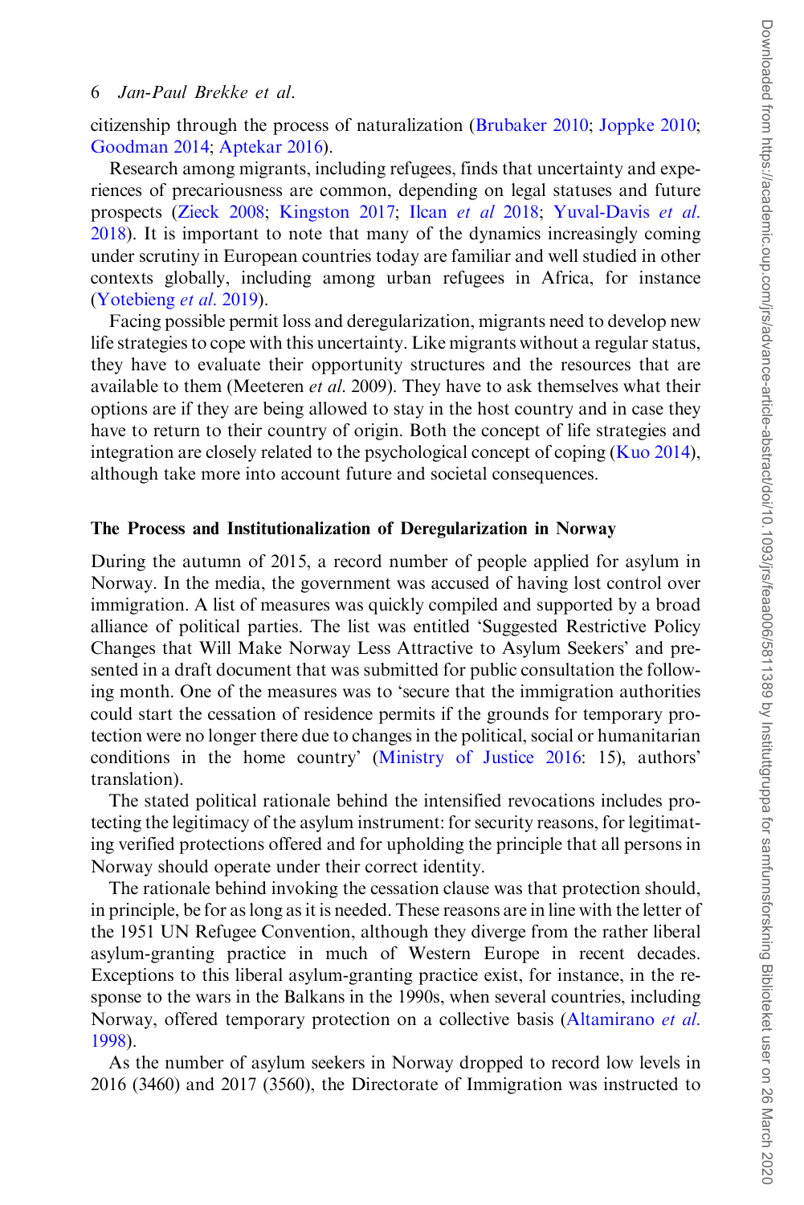citizenship through the process of naturalization (Brubaker 2010; Joppke 2010; Goodman 2014; Aptekar 2016).

Research among migrants, including refugees, finds that uncertainty and experiences of precariousness are common, depending on legal statuses and future prospects (Zieck 2008; Kingston 2017; Ilcan *et al* 2018; Yuval-Davis *et al.* 2018). It is important to note that many of the dynamics increasingly coming under scrutiny in European countries today are familiar and well studied in other contexts globally, including among urban refugees in Africa, for instance (Yotebieng *et al.* 2019).

Facing possible permit loss and deregularization, migrants need to develop new life strategies to cope with this uncertainty. Like migrants without a regular status, they have to evaluate their opportunity structures and the resources that are available to them (Meeteren *et al.* 2009). They have to ask themselves what their options are if they are being allowed to stay in the host country and in case they have to return to their country of origin. Both the concept of life strategies and integration are closely related to the psychological concept of coping (Kuo 2014), although take more into account future and societal consequences.

### The Process and Institutionalization of Deregularization in Norway

During the autumn of 2015, a record number of people applied for asylum in Norway. In the media, the government was accused of having lost control over immigration. A list of measures was quickly compiled and supported by a broad alliance of political parties. The list was entitled 'Suggested Restrictive Policy Changes that Will Make Norway Less Attractive to Asylum Seekers' and presented in a draft document that was submitted for public consultation the following month. One of the measures was to 'secure that the immigration authorities could start the cessation of residence permits if the grounds for temporary protection were no longer there due to changes in the political, social or humanitarian conditions in the home country' (Ministry of Justice 2016: 15), authors' translation).

The stated political rationale behind the intensified revocations includes protecting the legitimacy of the asylum instrument: for security reasons, for legitimating verified protections offered and for upholding the principle that all persons in Norway should operate under their correct identity.

The rationale behind invoking the cessation clause was that protection should, in principle, be for as long as it is needed. These reasons are in line with the letter of the 1951 UN Refugee Convention, although they diverge from the rather liberal asylum-granting practice in much of Western Europe in recent decades. Exceptions to this liberal asylum-granting practice exist, for instance, in the response to the wars in the Balkans in the 1990s, when several countries, including Norway, offered temporary protection on a collective basis (Altamirano *et al.* 1998).

As the number of asylum seekers in Norway dropped to record low levels in 2016 (3460) and 2017 (3560), the Directorate of Immigration was instructed to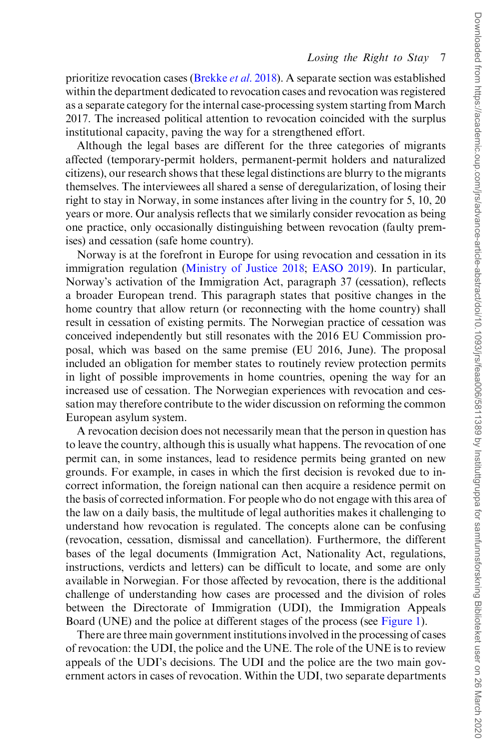prioritize revocation cases (Brekke *et al.* 2018). A separate section was established within the department dedicated to revocation cases and revocation was registered as a separate category for the internal case-processing system starting from March 2017. The increased political attention to revocation coincided with the surplus institutional capacity, paving the way for a strengthened effort.

Although the legal bases are different for the three categories of migrants affected (temporary-permit holders, permanent-permit holders and naturalized citizens), our research shows that these legal distinctions are blurry to the migrants themselves. The interviewees all shared a sense of deregularization, of losing their right to stay in Norway, in some instances after living in the country for 5, 10, 20 years or more. Our analysis reflects that we similarly consider revocation as being one practice, only occasionally distinguishing between revocation (faulty premises) and cessation (safe home country).

Norway is at the forefront in Europe for using revocation and cessation in its immigration regulation (Ministry of Justice 2018; EASO 2019). In particular, Norway's activation of the Immigration Act, paragraph 37 (cessation), reflects a broader European trend. This paragraph states that positive changes in the home country that allow return (or reconnecting with the home country) shall result in cessation of existing permits. The Norwegian practice of cessation was conceived independently but still resonates with the 2016 EU Commission proposal, which was based on the same premise (EU 2016, June). The proposal included an obligation for member states to routinely review protection permits in light of possible improvements in home countries, opening the way for an increased use of cessation. The Norwegian experiences with revocation and cessation may therefore contribute to the wider discussion on reforming the common European asylum system.

A revocation decision does not necessarily mean that the person in question has to leave the country, although this is usually what happens. The revocation of one permit can, in some instances, lead to residence permits being granted on new grounds. For example, in cases in which the first decision is revoked due to incorrect information, the foreign national can then acquire a residence permit on the basis of corrected information. For people who do not engage with this area of the law on a daily basis, the multitude of legal authorities makes it challenging to understand how revocation is regulated. The concepts alone can be confusing (revocation, cessation, dismissal and cancellation). Furthermore, the different bases of the legal documents (Immigration Act, Nationality Act, regulations, instructions, verdicts and letters) can be difficult to locate, and some are only available in Norwegian. For those affected by revocation, there is the additional challenge of understanding how cases are processed and the division of roles between the Directorate of Immigration (UDI), the Immigration Appeals Board (UNE) and the police at different stages of the process (see Figure 1).

There are three main government institutions involved in the processing of cases of revocation: the UDI, the police and the UNE. The role of the UNE is to review appeals of the UDI's decisions. The UDI and the police are the two main government actors in cases of revocation. Within the UDI, two separate departments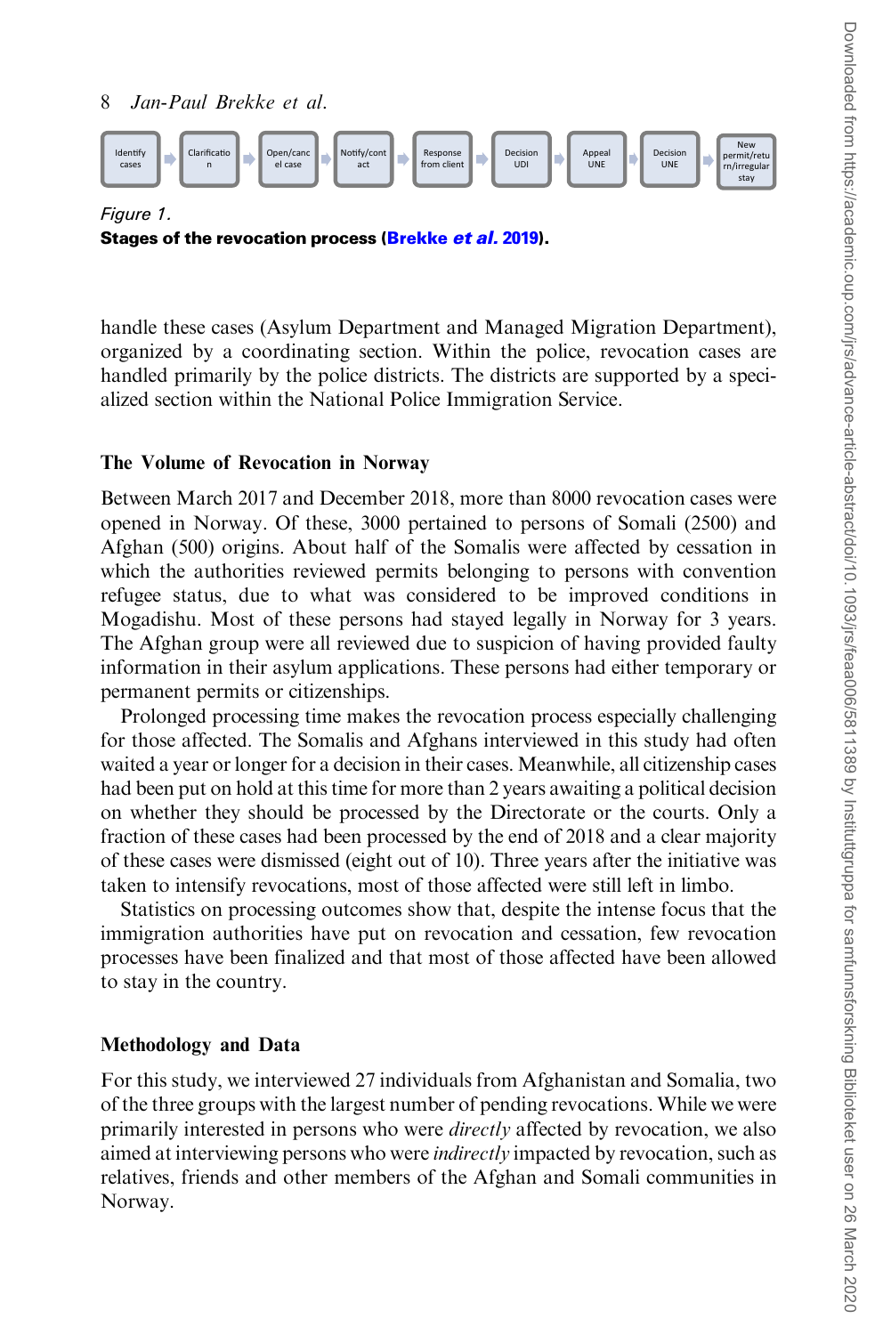Identify cases → Clarification → Open/cancel case → Notify/contact → Response from client → Decision UDI → Appeal UNE → Decision UNE → New permit/return/irregular stay

*Figure 1.*

**Stages of the revocation process (Brekke *et al.* 2019).**

handle these cases (Asylum Department and Managed Migration Department), organized by a coordinating section. Within the police, revocation cases are handled primarily by the police districts. The districts are supported by a specialized section within the National Police Immigration Service.

## The Volume of Revocation in Norway

Between March 2017 and December 2018, more than 8000 revocation cases were opened in Norway. Of these, 3000 pertained to persons of Somali (2500) and Afghan (500) origins. About half of the Somalis were affected by cessation in which the authorities reviewed permits belonging to persons with convention refugee status, due to what was considered to be improved conditions in Mogadishu. Most of these persons had stayed legally in Norway for 3 years. The Afghan group were all reviewed due to suspicion of having provided faulty information in their asylum applications. These persons had either temporary or permanent permits or citizenships.

Prolonged processing time makes the revocation process especially challenging for those affected. The Somalis and Afghans interviewed in this study had often waited a year or longer for a decision in their cases. Meanwhile, all citizenship cases had been put on hold at this time for more than 2 years awaiting a political decision on whether they should be processed by the Directorate or the courts. Only a fraction of these cases had been processed by the end of 2018 and a clear majority of these cases were dismissed (eight out of 10). Three years after the initiative was taken to intensify revocations, most of those affected were still left in limbo.

Statistics on processing outcomes show that, despite the intense focus that the immigration authorities have put on revocation and cessation, few revocation processes have been finalized and that most of those affected have been allowed to stay in the country.

## Methodology and Data

For this study, we interviewed 27 individuals from Afghanistan and Somalia, two of the three groups with the largest number of pending revocations. While we were primarily interested in persons who were *directly* affected by revocation, we also aimed at interviewing persons who were *indirectly* impacted by revocation, such as relatives, friends and other members of the Afghan and Somali communities in Norway.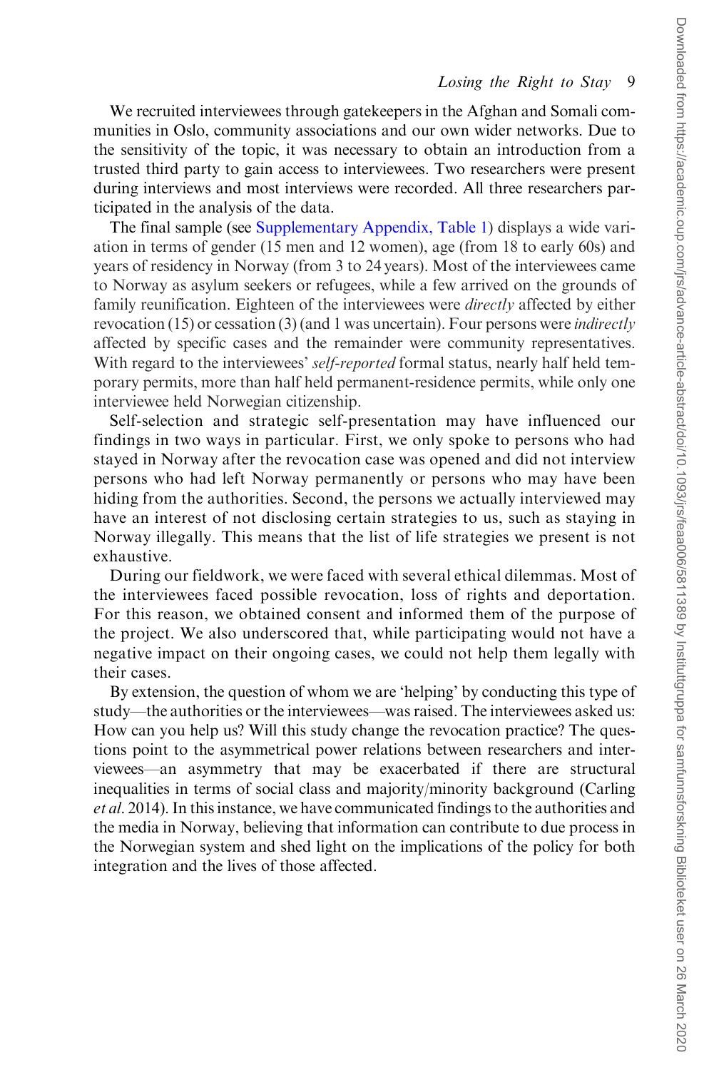We recruited interviewees through gatekeepers in the Afghan and Somali communities in Oslo, community associations and our own wider networks. Due to the sensitivity of the topic, it was necessary to obtain an introduction from a trusted third party to gain access to interviewees. Two researchers were present during interviews and most interviews were recorded. All three researchers participated in the analysis of the data.

The final sample (see Supplementary Appendix, Table 1) displays a wide variation in terms of gender (15 men and 12 women), age (from 18 to early 60s) and years of residency in Norway (from 3 to 24 years). Most of the interviewees came to Norway as asylum seekers or refugees, while a few arrived on the grounds of family reunification. Eighteen of the interviewees were *directly* affected by either revocation (15) or cessation (3) (and 1 was uncertain). Four persons were *indirectly* affected by specific cases and the remainder were community representatives. With regard to the interviewees' *self-reported* formal status, nearly half held temporary permits, more than half held permanent-residence permits, while only one interviewee held Norwegian citizenship.

Self-selection and strategic self-presentation may have influenced our findings in two ways in particular. First, we only spoke to persons who had stayed in Norway after the revocation case was opened and did not interview persons who had left Norway permanently or persons who may have been hiding from the authorities. Second, the persons we actually interviewed may have an interest of not disclosing certain strategies to us, such as staying in Norway illegally. This means that the list of life strategies we present is not exhaustive.

During our fieldwork, we were faced with several ethical dilemmas. Most of the interviewees faced possible revocation, loss of rights and deportation. For this reason, we obtained consent and informed them of the purpose of the project. We also underscored that, while participating would not have a negative impact on their ongoing cases, we could not help them legally with their cases.

By extension, the question of whom we are 'helping' by conducting this type of study—the authorities or the interviewees—was raised. The interviewees asked us: How can you help us? Will this study change the revocation practice? The questions point to the asymmetrical power relations between researchers and interviewees—an asymmetry that may be exacerbated if there are structural inequalities in terms of social class and majority/minority background (Carling *et al.* 2014). In this instance, we have communicated findings to the authorities and the media in Norway, believing that information can contribute to due process in the Norwegian system and shed light on the implications of the policy for both integration and the lives of those affected.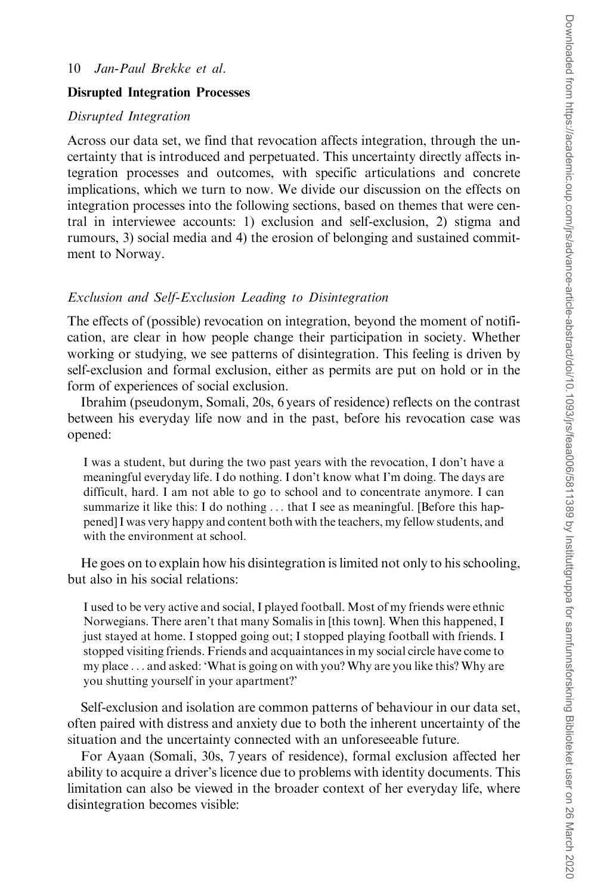## Disrupted Integration Processes

### *Disrupted Integration*

Across our data set, we find that revocation affects integration, through the uncertainty that is introduced and perpetuated. This uncertainty directly affects integration processes and outcomes, with specific articulations and concrete implications, which we turn to now. We divide our discussion on the effects on integration processes into the following sections, based on themes that were central in interviewee accounts: 1) exclusion and self-exclusion, 2) stigma and rumours, 3) social media and 4) the erosion of belonging and sustained commitment to Norway.

### *Exclusion and Self-Exclusion Leading to Disintegration*

The effects of (possible) revocation on integration, beyond the moment of notification, are clear in how people change their participation in society. Whether working or studying, we see patterns of disintegration. This feeling is driven by self-exclusion and formal exclusion, either as permits are put on hold or in the form of experiences of social exclusion.

Ibrahim (pseudonym, Somali, 20s, 6 years of residence) reflects on the contrast between his everyday life now and in the past, before his revocation case was opened:

> I was a student, but during the two past years with the revocation, I don't have a meaningful everyday life. I do nothing. I don't know what I'm doing. The days are difficult, hard. I am not able to go to school and to concentrate anymore. I can summarize it like this: I do nothing . . . that I see as meaningful. [Before this happened] I was very happy and content both with the teachers, my fellow students, and with the environment at school.

He goes on to explain how his disintegration is limited not only to his schooling, but also in his social relations:

> I used to be very active and social, I played football. Most of my friends were ethnic Norwegians. There aren't that many Somalis in [this town]. When this happened, I just stayed at home. I stopped going out; I stopped playing football with friends. I stopped visiting friends. Friends and acquaintances in my social circle have come to my place . . . and asked: 'What is going on with you? Why are you like this? Why are you shutting yourself in your apartment?'

Self-exclusion and isolation are common patterns of behaviour in our data set, often paired with distress and anxiety due to both the inherent uncertainty of the situation and the uncertainty connected with an unforeseeable future.

For Ayaan (Somali, 30s, 7 years of residence), formal exclusion affected her ability to acquire a driver's licence due to problems with identity documents. This limitation can also be viewed in the broader context of her everyday life, where disintegration becomes visible: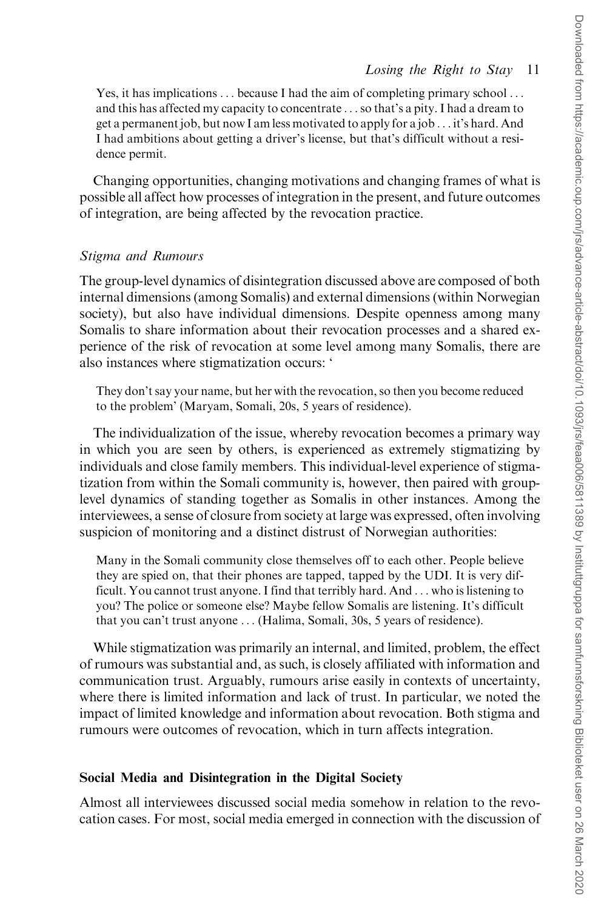> Yes, it has implications . . . because I had the aim of completing primary school . . . and this has affected my capacity to concentrate . . . so that's a pity. I had a dream to get a permanent job, but now I am less motivated to apply for a job . . . it's hard. And I had ambitions about getting a driver's license, but that's difficult without a residence permit.

Changing opportunities, changing motivations and changing frames of what is possible all affect how processes of integration in the present, and future outcomes of integration, are being affected by the revocation practice.

### *Stigma and Rumours*

The group-level dynamics of disintegration discussed above are composed of both internal dimensions (among Somalis) and external dimensions (within Norwegian society), but also have individual dimensions. Despite openness among many Somalis to share information about their revocation processes and a shared experience of the risk of revocation at some level among many Somalis, there are also instances where stigmatization occurs: '

> They don't say your name, but her with the revocation, so then you become reduced to the problem' (Maryam, Somali, 20s, 5 years of residence).

The individualization of the issue, whereby revocation becomes a primary way in which you are seen by others, is experienced as extremely stigmatizing by individuals and close family members. This individual-level experience of stigmatization from within the Somali community is, however, then paired with group-level dynamics of standing together as Somalis in other instances. Among the interviewees, a sense of closure from society at large was expressed, often involving suspicion of monitoring and a distinct distrust of Norwegian authorities:

> Many in the Somali community close themselves off to each other. People believe they are spied on, that their phones are tapped, tapped by the UDI. It is very difficult. You cannot trust anyone. I find that terribly hard. And . . . who is listening to you? The police or someone else? Maybe fellow Somalis are listening. It's difficult that you can't trust anyone . . . (Halima, Somali, 30s, 5 years of residence).

While stigmatization was primarily an internal, and limited, problem, the effect of rumours was substantial and, as such, is closely affiliated with information and communication trust. Arguably, rumours arise easily in contexts of uncertainty, where there is limited information and lack of trust. In particular, we noted the impact of limited knowledge and information about revocation. Both stigma and rumours were outcomes of revocation, which in turn affects integration.

## Social Media and Disintegration in the Digital Society

Almost all interviewees discussed social media somehow in relation to the revocation cases. For most, social media emerged in connection with the discussion of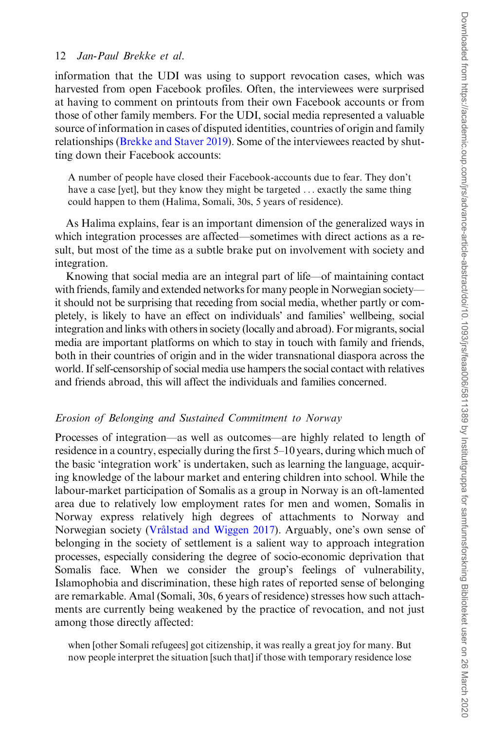information that the UDI was using to support revocation cases, which was harvested from open Facebook profiles. Often, the interviewees were surprised at having to comment on printouts from their own Facebook accounts or from those of other family members. For the UDI, social media represented a valuable source of information in cases of disputed identities, countries of origin and family relationships (Brekke and Staver 2019). Some of the interviewees reacted by shutting down their Facebook accounts:

> A number of people have closed their Facebook-accounts due to fear. They don't have a case [yet], but they know they might be targeted . . . exactly the same thing could happen to them (Halima, Somali, 30s, 5 years of residence).

As Halima explains, fear is an important dimension of the generalized ways in which integration processes are affected—sometimes with direct actions as a result, but most of the time as a subtle brake put on involvement with society and integration.

Knowing that social media are an integral part of life—of maintaining contact with friends, family and extended networks for many people in Norwegian society—it should not be surprising that receding from social media, whether partly or completely, is likely to have an effect on individuals' and families' wellbeing, social integration and links with others in society (locally and abroad). For migrants, social media are important platforms on which to stay in touch with family and friends, both in their countries of origin and in the wider transnational diaspora across the world. If self-censorship of social media use hampers the social contact with relatives and friends abroad, this will affect the individuals and families concerned.

### *Erosion of Belonging and Sustained Commitment to Norway*

Processes of integration—as well as outcomes—are highly related to length of residence in a country, especially during the first 5–10 years, during which much of the basic 'integration work' is undertaken, such as learning the language, acquiring knowledge of the labour market and entering children into school. While the labour-market participation of Somalis as a group in Norway is an oft-lamented area due to relatively low employment rates for men and women, Somalis in Norway express relatively high degrees of attachments to Norway and Norwegian society (Vrålstad and Wiggen 2017). Arguably, one's own sense of belonging in the society of settlement is a salient way to approach integration processes, especially considering the degree of socio-economic deprivation that Somalis face. When we consider the group's feelings of vulnerability, Islamophobia and discrimination, these high rates of reported sense of belonging are remarkable. Amal (Somali, 30s, 6 years of residence) stresses how such attachments are currently being weakened by the practice of revocation, and not just among those directly affected:

> when [other Somali refugees] got citizenship, it was really a great joy for many. But now people interpret the situation [such that] if those with temporary residence lose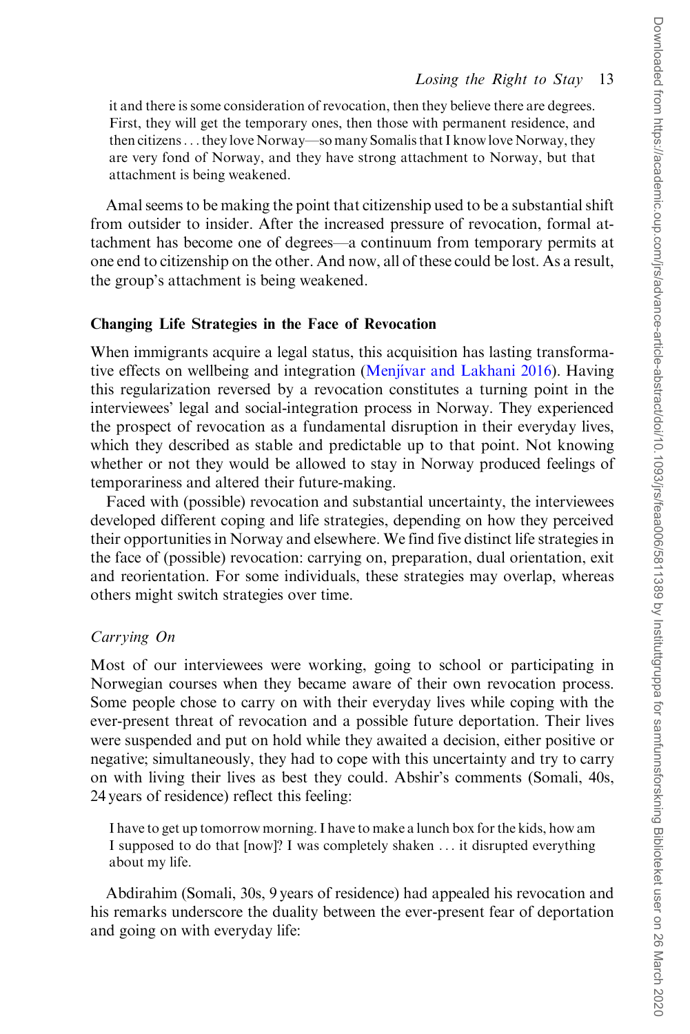it and there is some consideration of revocation, then they believe there are degrees. First, they will get the temporary ones, then those with permanent residence, and then citizens . . . they love Norway—so many Somalis that I know love Norway, they are very fond of Norway, and they have strong attachment to Norway, but that attachment is being weakened.

Amal seems to be making the point that citizenship used to be a substantial shift from outsider to insider. After the increased pressure of revocation, formal attachment has become one of degrees—a continuum from temporary permits at one end to citizenship on the other. And now, all of these could be lost. As a result, the group's attachment is being weakened.

## Changing Life Strategies in the Face of Revocation

When immigrants acquire a legal status, this acquisition has lasting transformative effects on wellbeing and integration (Menjívar and Lakhani 2016). Having this regularization reversed by a revocation constitutes a turning point in the interviewees' legal and social-integration process in Norway. They experienced the prospect of revocation as a fundamental disruption in their everyday lives, which they described as stable and predictable up to that point. Not knowing whether or not they would be allowed to stay in Norway produced feelings of temporariness and altered their future-making.

Faced with (possible) revocation and substantial uncertainty, the interviewees developed different coping and life strategies, depending on how they perceived their opportunities in Norway and elsewhere. We find five distinct life strategies in the face of (possible) revocation: carrying on, preparation, dual orientation, exit and reorientation. For some individuals, these strategies may overlap, whereas others might switch strategies over time.

### *Carrying On*

Most of our interviewees were working, going to school or participating in Norwegian courses when they became aware of their own revocation process. Some people chose to carry on with their everyday lives while coping with the ever-present threat of revocation and a possible future deportation. Their lives were suspended and put on hold while they awaited a decision, either positive or negative; simultaneously, they had to cope with this uncertainty and try to carry on with living their lives as best they could. Abshir's comments (Somali, 40s, 24 years of residence) reflect this feeling:

> I have to get up tomorrow morning. I have to make a lunch box for the kids, how am I supposed to do that [now]? I was completely shaken . . . it disrupted everything about my life.

Abdirahim (Somali, 30s, 9 years of residence) had appealed his revocation and his remarks underscore the duality between the ever-present fear of deportation and going on with everyday life: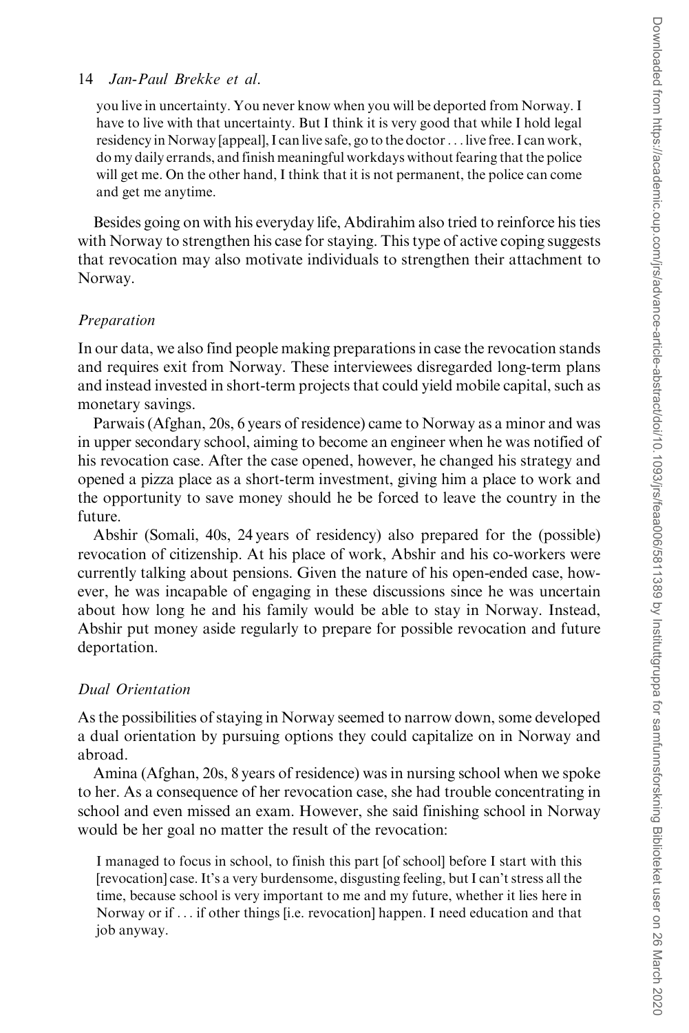> you live in uncertainty. You never know when you will be deported from Norway. I have to live with that uncertainty. But I think it is very good that while I hold legal residency in Norway [appeal], I can live safe, go to the doctor . . . live free. I can work, do my daily errands, and finish meaningful workdays without fearing that the police will get me. On the other hand, I think that it is not permanent, the police can come and get me anytime.

Besides going on with his everyday life, Abdirahim also tried to reinforce his ties with Norway to strengthen his case for staying. This type of active coping suggests that revocation may also motivate individuals to strengthen their attachment to Norway.

### *Preparation*

In our data, we also find people making preparations in case the revocation stands and requires exit from Norway. These interviewees disregarded long-term plans and instead invested in short-term projects that could yield mobile capital, such as monetary savings.

Parwais (Afghan, 20s, 6 years of residence) came to Norway as a minor and was in upper secondary school, aiming to become an engineer when he was notified of his revocation case. After the case opened, however, he changed his strategy and opened a pizza place as a short-term investment, giving him a place to work and the opportunity to save money should he be forced to leave the country in the future.

Abshir (Somali, 40s, 24 years of residency) also prepared for the (possible) revocation of citizenship. At his place of work, Abshir and his co-workers were currently talking about pensions. Given the nature of his open-ended case, however, he was incapable of engaging in these discussions since he was uncertain about how long he and his family would be able to stay in Norway. Instead, Abshir put money aside regularly to prepare for possible revocation and future deportation.

### *Dual Orientation*

As the possibilities of staying in Norway seemed to narrow down, some developed a dual orientation by pursuing options they could capitalize on in Norway and abroad.

Amina (Afghan, 20s, 8 years of residence) was in nursing school when we spoke to her. As a consequence of her revocation case, she had trouble concentrating in school and even missed an exam. However, she said finishing school in Norway would be her goal no matter the result of the revocation:

> I managed to focus in school, to finish this part [of school] before I start with this [revocation] case. It's a very burdensome, disgusting feeling, but I can't stress all the time, because school is very important to me and my future, whether it lies here in Norway or if . . . if other things [i.e. revocation] happen. I need education and that job anyway.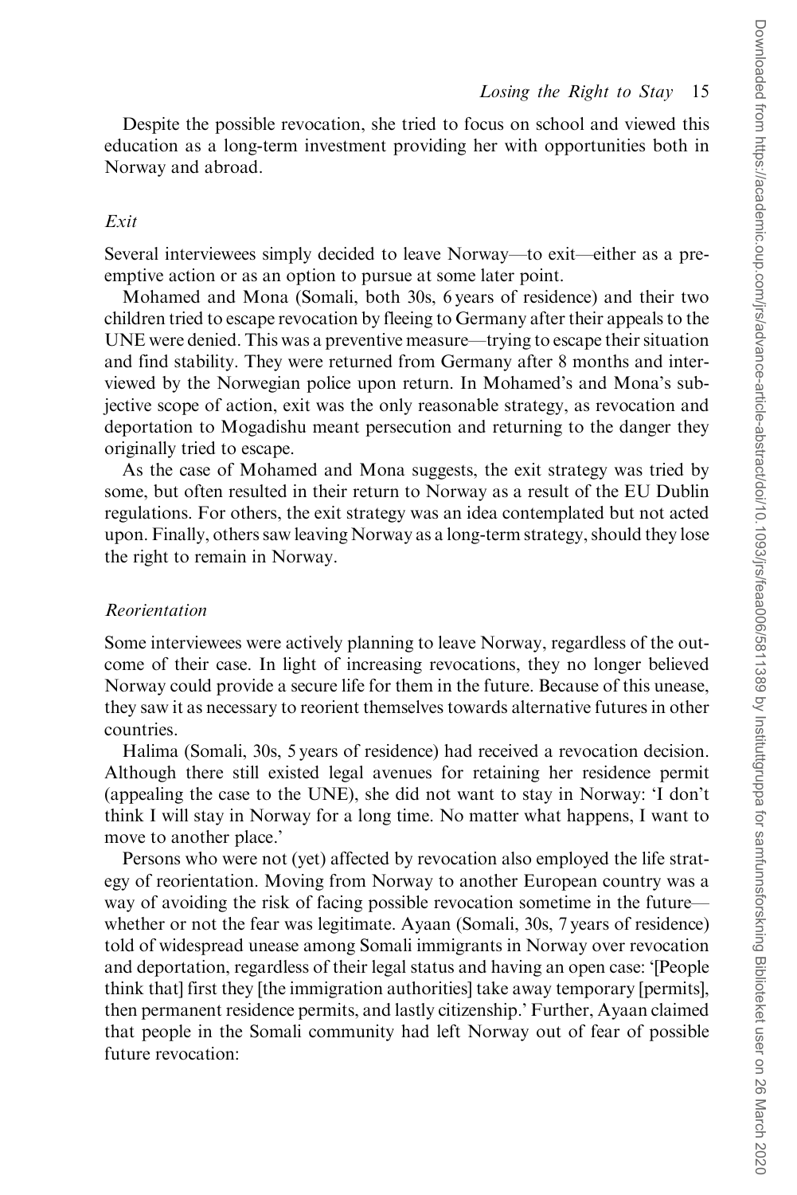Despite the possible revocation, she tried to focus on school and viewed this education as a long-term investment providing her with opportunities both in Norway and abroad.

### *Exit*

Several interviewees simply decided to leave Norway—to exit—either as a pre-emptive action or as an option to pursue at some later point.

Mohamed and Mona (Somali, both 30s, 6 years of residence) and their two children tried to escape revocation by fleeing to Germany after their appeals to the UNE were denied. This was a preventive measure—trying to escape their situation and find stability. They were returned from Germany after 8 months and interviewed by the Norwegian police upon return. In Mohamed's and Mona's subjective scope of action, exit was the only reasonable strategy, as revocation and deportation to Mogadishu meant persecution and returning to the danger they originally tried to escape.

As the case of Mohamed and Mona suggests, the exit strategy was tried by some, but often resulted in their return to Norway as a result of the EU Dublin regulations. For others, the exit strategy was an idea contemplated but not acted upon. Finally, others saw leaving Norway as a long-term strategy, should they lose the right to remain in Norway.

### *Reorientation*

Some interviewees were actively planning to leave Norway, regardless of the outcome of their case. In light of increasing revocations, they no longer believed Norway could provide a secure life for them in the future. Because of this unease, they saw it as necessary to reorient themselves towards alternative futures in other countries.

Halima (Somali, 30s, 5 years of residence) had received a revocation decision. Although there still existed legal avenues for retaining her residence permit (appealing the case to the UNE), she did not want to stay in Norway: 'I don't think I will stay in Norway for a long time. No matter what happens, I want to move to another place.'

Persons who were not (yet) affected by revocation also employed the life strategy of reorientation. Moving from Norway to another European country was a way of avoiding the risk of facing possible revocation sometime in the future—whether or not the fear was legitimate. Ayaan (Somali, 30s, 7 years of residence) told of widespread unease among Somali immigrants in Norway over revocation and deportation, regardless of their legal status and having an open case: '[People think that] first they [the immigration authorities] take away temporary [permits], then permanent residence permits, and lastly citizenship.' Further, Ayaan claimed that people in the Somali community had left Norway out of fear of possible future revocation: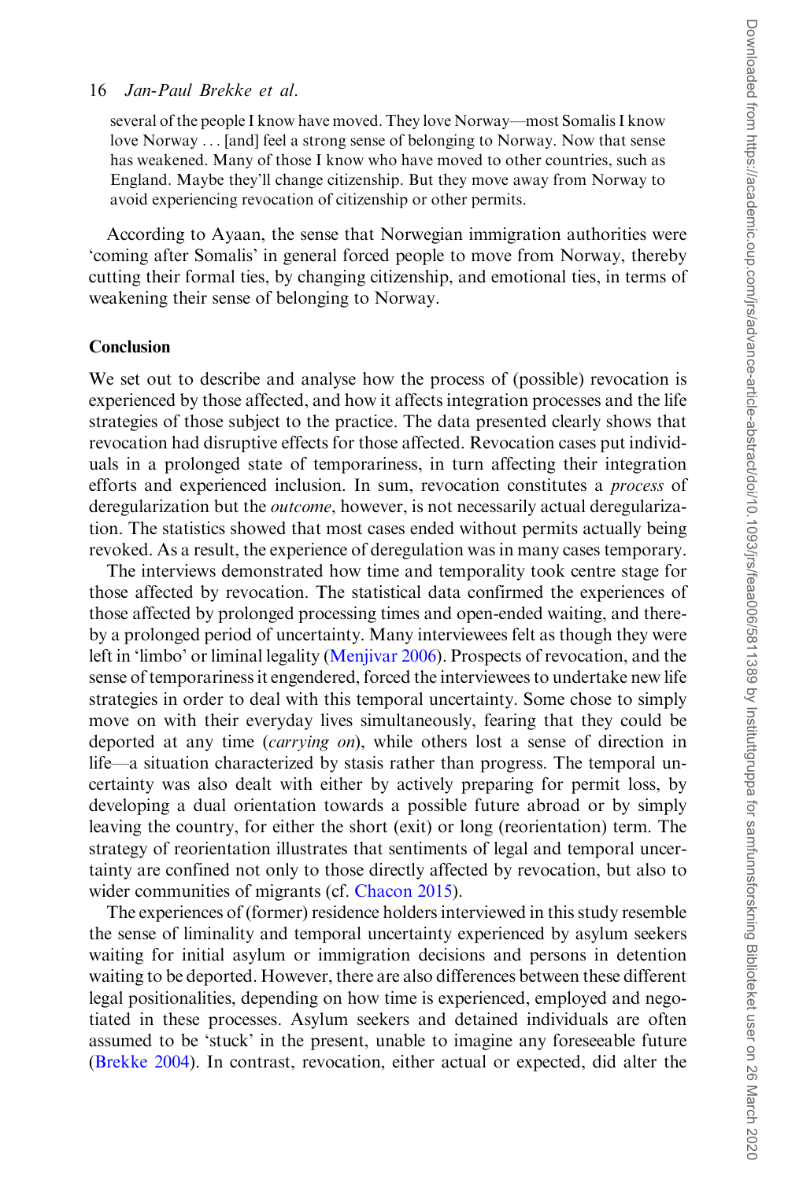several of the people I know have moved. They love Norway—most Somalis I know love Norway . . . [and] feel a strong sense of belonging to Norway. Now that sense has weakened. Many of those I know who have moved to other countries, such as England. Maybe they'll change citizenship. But they move away from Norway to avoid experiencing revocation of citizenship or other permits.

According to Ayaan, the sense that Norwegian immigration authorities were 'coming after Somalis' in general forced people to move from Norway, thereby cutting their formal ties, by changing citizenship, and emotional ties, in terms of weakening their sense of belonging to Norway.

## Conclusion

We set out to describe and analyse how the process of (possible) revocation is experienced by those affected, and how it affects integration processes and the life strategies of those subject to the practice. The data presented clearly shows that revocation had disruptive effects for those affected. Revocation cases put individuals in a prolonged state of temporariness, in turn affecting their integration efforts and experienced inclusion. In sum, revocation constitutes a *process* of deregularization but the *outcome*, however, is not necessarily actual deregularization. The statistics showed that most cases ended without permits actually being revoked. As a result, the experience of deregulation was in many cases temporary.

The interviews demonstrated how time and temporality took centre stage for those affected by revocation. The statistical data confirmed the experiences of those affected by prolonged processing times and open-ended waiting, and thereby a prolonged period of uncertainty. Many interviewees felt as though they were left in 'limbo' or liminal legality (Menjivar 2006). Prospects of revocation, and the sense of temporariness it engendered, forced the interviewees to undertake new life strategies in order to deal with this temporal uncertainty. Some chose to simply move on with their everyday lives simultaneously, fearing that they could be deported at any time (*carrying on*), while others lost a sense of direction in life—a situation characterized by stasis rather than progress. The temporal uncertainty was also dealt with either by actively preparing for permit loss, by developing a dual orientation towards a possible future abroad or by simply leaving the country, for either the short (exit) or long (reorientation) term. The strategy of reorientation illustrates that sentiments of legal and temporal uncertainty are confined not only to those directly affected by revocation, but also to wider communities of migrants (cf. Chacon 2015).

The experiences of (former) residence holders interviewed in this study resemble the sense of liminality and temporal uncertainty experienced by asylum seekers waiting for initial asylum or immigration decisions and persons in detention waiting to be deported. However, there are also differences between these different legal positionalities, depending on how time is experienced, employed and negotiated in these processes. Asylum seekers and detained individuals are often assumed to be 'stuck' in the present, unable to imagine any foreseeable future (Brekke 2004). In contrast, revocation, either actual or expected, did alter the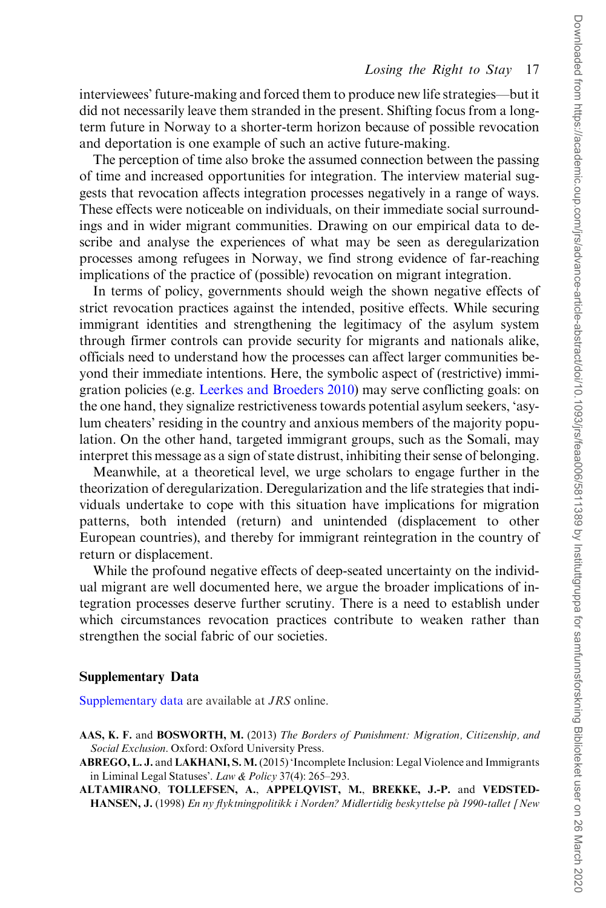interviewees' future-making and forced them to produce new life strategies—but it did not necessarily leave them stranded in the present. Shifting focus from a long-term future in Norway to a shorter-term horizon because of possible revocation and deportation is one example of such an active future-making.

The perception of time also broke the assumed connection between the passing of time and increased opportunities for integration. The interview material suggests that revocation affects integration processes negatively in a range of ways. These effects were noticeable on individuals, on their immediate social surroundings and in wider migrant communities. Drawing on our empirical data to describe and analyse the experiences of what may be seen as deregularization processes among refugees in Norway, we find strong evidence of far-reaching implications of the practice of (possible) revocation on migrant integration.

In terms of policy, governments should weigh the shown negative effects of strict revocation practices against the intended, positive effects. While securing immigrant identities and strengthening the legitimacy of the asylum system through firmer controls can provide security for migrants and nationals alike, officials need to understand how the processes can affect larger communities beyond their immediate intentions. Here, the symbolic aspect of (restrictive) immigration policies (e.g. Leerkes and Broeders 2010) may serve conflicting goals: on the one hand, they signalize restrictiveness towards potential asylum seekers, 'asylum cheaters' residing in the country and anxious members of the majority population. On the other hand, targeted immigrant groups, such as the Somali, may interpret this message as a sign of state distrust, inhibiting their sense of belonging.

Meanwhile, at a theoretical level, we urge scholars to engage further in the theorization of deregularization. Deregularization and the life strategies that individuals undertake to cope with this situation have implications for migration patterns, both intended (return) and unintended (displacement to other European countries), and thereby for immigrant reintegration in the country of return or displacement.

While the profound negative effects of deep-seated uncertainty on the individual migrant are well documented here, we argue the broader implications of integration processes deserve further scrutiny. There is a need to establish under which circumstances revocation practices contribute to weaken rather than strengthen the social fabric of our societies.

## Supplementary Data

Supplementary data are available at *JRS* online.

**AAS, K. F.** and **BOSWORTH, M.** (2013) *The Borders of Punishment: Migration, Citizenship, and Social Exclusion*. Oxford: Oxford University Press.

**ABREGO, L. J.** and **LAKHANI, S. M.** (2015) 'Incomplete Inclusion: Legal Violence and Immigrants in Liminal Legal Statuses'. *Law & Policy* 37(4): 265–293.

**ALTAMIRANO**, **TOLLEFSEN, A.**, **APPELQVIST, M.**, **BREKKE, J.-P.** and **VEDSTED-HANSEN, J.** (1998) *En ny flyktningpolitikk i Norden? Midlertidig beskyttelse på 1990-tallet [New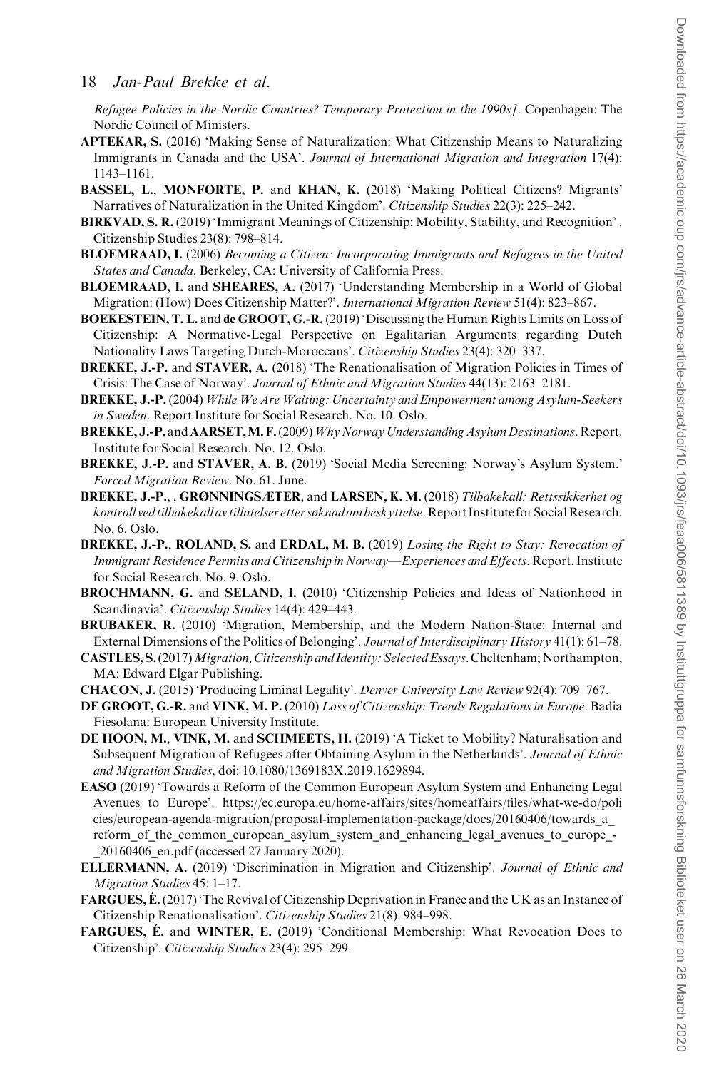*Refugee Policies in the Nordic Countries? Temporary Protection in the 1990s]*. Copenhagen: The Nordic Council of Ministers.

**APTEKAR, S.** (2016) 'Making Sense of Naturalization: What Citizenship Means to Naturalizing Immigrants in Canada and the USA'. *Journal of International Migration and Integration* 17(4): 1143–1161.

**BASSEL, L.**, **MONFORTE, P.** and **KHAN, K.** (2018) 'Making Political Citizens? Migrants' Narratives of Naturalization in the United Kingdom'. *Citizenship Studies* 22(3): 225–242.

**BIRKVAD, S. R.** (2019) 'Immigrant Meanings of Citizenship: Mobility, Stability, and Recognition' . Citizenship Studies 23(8): 798–814.

**BLOEMRAAD, I.** (2006) *Becoming a Citizen: Incorporating Immigrants and Refugees in the United States and Canada*. Berkeley, CA: University of California Press.

**BLOEMRAAD, I.** and **SHEARES, A.** (2017) 'Understanding Membership in a World of Global Migration: (How) Does Citizenship Matter?'. *International Migration Review* 51(4): 823–867.

**BOEKESTEIN, T. L.** and **de GROOT, G.-R.** (2019) 'Discussing the Human Rights Limits on Loss of Citizenship: A Normative-Legal Perspective on Egalitarian Arguments regarding Dutch Nationality Laws Targeting Dutch-Moroccans'. *Citizenship Studies* 23(4): 320–337.

**BREKKE, J.-P.** and **STAVER, A.** (2018) 'The Renationalisation of Migration Policies in Times of Crisis: The Case of Norway'. *Journal of Ethnic and Migration Studies* 44(13): 2163–2181.

**BREKKE, J.-P.** (2004) *While We Are Waiting: Uncertainty and Empowerment among Asylum-Seekers in Sweden*. Report Institute for Social Research. No. 10. Oslo.

**BREKKE, J.-P.** and **AARSET, M. F.** (2009) *Why Norway Understanding Asylum Destinations*. Report. Institute for Social Research. No. 12. Oslo.

**BREKKE, J.-P.** and **STAVER, A. B.** (2019) 'Social Media Screening: Norway's Asylum System.' *Forced Migration Review*. No. 61. June.

**BREKKE, J.-P.**, , **GRØNNINGSÆTER**, and **LARSEN, K. M.** (2018) *Tilbakekall: Rettssikkerhet og kontroll ved tilbakekall av tillatelser etter søknad om beskyttelse*. Report Institute for Social Research. No. 6. Oslo.

**BREKKE, J.-P.**, **ROLAND, S.** and **ERDAL, M. B.** (2019) *Losing the Right to Stay: Revocation of Immigrant Residence Permits and Citizenship in Norway—Experiences and Effects*. Report. Institute for Social Research. No. 9. Oslo.

**BROCHMANN, G.** and **SELAND, I.** (2010) 'Citizenship Policies and Ideas of Nationhood in Scandinavia'. *Citizenship Studies* 14(4): 429–443.

**BRUBAKER, R.** (2010) 'Migration, Membership, and the Modern Nation-State: Internal and External Dimensions of the Politics of Belonging'. *Journal of Interdisciplinary History* 41(1): 61–78.

**CASTLES, S.** (2017) *Migration, Citizenship and Identity: Selected Essays*. Cheltenham; Northampton, MA: Edward Elgar Publishing.

**CHACON, J.** (2015) 'Producing Liminal Legality'. *Denver University Law Review* 92(4): 709–767.

**DE GROOT, G.-R.** and **VINK, M. P.** (2010) *Loss of Citizenship: Trends Regulations in Europe*. Badia Fiesolana: European University Institute.

**DE HOON, M.**, **VINK, M.** and **SCHMEETS, H.** (2019) 'A Ticket to Mobility? Naturalisation and Subsequent Migration of Refugees after Obtaining Asylum in the Netherlands'. *Journal of Ethnic and Migration Studies*, doi: 10.1080/1369183X.2019.1629894.

**EASO** (2019) 'Towards a Reform of the Common European Asylum System and Enhancing Legal Avenues to Europe'. https://ec.europa.eu/home-affairs/sites/homeaffairs/files/what-we-do/policies/european-agenda-migration/proposal-implementation-package/docs/20160406/towards_a_reform_of_the_common_european_asylum_system_and_enhancing_legal_avenues_to_europe_-_20160406_en.pdf (accessed 27 January 2020).

**ELLERMANN, A.** (2019) 'Discrimination in Migration and Citizenship'. *Journal of Ethnic and Migration Studies* 45: 1–17.

**FARGUES, É.** (2017) 'The Revival of Citizenship Deprivation in France and the UK as an Instance of Citizenship Renationalisation'. *Citizenship Studies* 21(8): 984–998.

**FARGUES, É.** and **WINTER, E.** (2019) 'Conditional Membership: What Revocation Does to Citizenship'. *Citizenship Studies* 23(4): 295–299.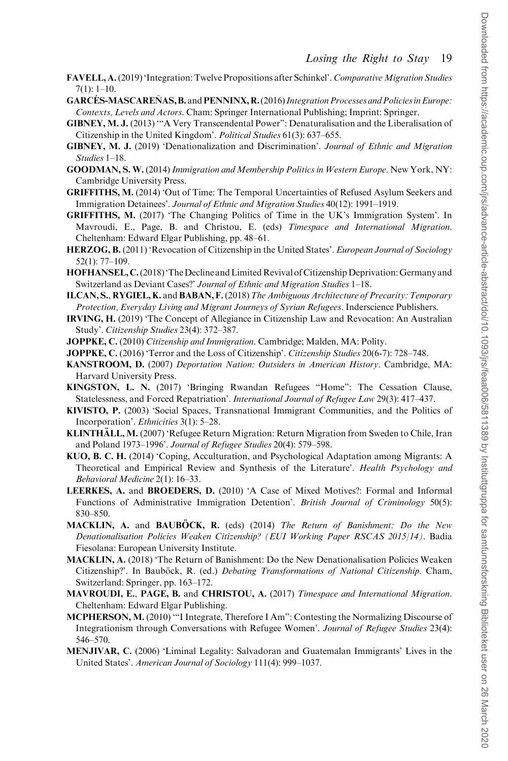**FAVELL, A.** (2019) 'Integration: Twelve Propositions after Schinkel'. *Comparative Migration Studies* 7(1): 1–10.

**GARCÉS-MASCAREÑAS, B.** and **PENNINX, R.** (2016) *Integration Processes and Policies in Europe: Contexts, Levels and Actors*. Cham: Springer International Publishing; Imprint: Springer.

**GIBNEY, M. J.** (2013) '"A Very Transcendental Power": Denaturalisation and the Liberalisation of Citizenship in the United Kingdom'. *Political Studies* 61(3): 637–655.

**GIBNEY, M. J.** (2019) 'Denationalization and Discrimination'. *Journal of Ethnic and Migration Studies* 1–18.

**GOODMAN, S. W.** (2014) *Immigration and Membership Politics in Western Europe*. New York, NY: Cambridge University Press.

**GRIFFITHS, M.** (2014) 'Out of Time: The Temporal Uncertainties of Refused Asylum Seekers and Immigration Detainees'. *Journal of Ethnic and Migration Studies* 40(12): 1991–1919.

**GRIFFITHS, M.** (2017) 'The Changing Politics of Time in the UK's Immigration System'. In Mavroudi, E., Page, B. and Christou, E. (eds) *Timespace and International Migration*. Cheltenham: Edward Elgar Publishing, pp. 48–61.

**HERZOG, B.** (2011) 'Revocation of Citizenship in the United States'. *European Journal of Sociology* 52(1): 77–109.

**HOFHANSEL, C.** (2018) 'The Decline and Limited Revival of Citizenship Deprivation: Germany and Switzerland as Deviant Cases?' *Journal of Ethnic and Migration Studies* 1–18.

**ILCAN, S.**, **RYGIEL, K.** and **BABAN, F.** (2018) *The Ambiguous Architecture of Precarity: Temporary Protection, Everyday Living and Migrant Journeys of Syrian Refugees*. Inderscience Publishers.

**IRVING, H.** (2019) 'The Concept of Allegiance in Citizenship Law and Revocation: An Australian Study'. *Citizenship Studies* 23(4): 372–387.

**JOPPKE, C.** (2010) *Citizenship and Immigration*. Cambridge; Malden, MA: Polity.

**JOPPKE, C.** (2016) 'Terror and the Loss of Citizenship'. *Citizenship Studies* 20(6-7): 728–748.

**KANSTROOM, D.** (2007) *Deportation Nation: Outsiders in American History*. Cambridge, MA: Harvard University Press.

**KINGSTON, L. N.** (2017) 'Bringing Rwandan Refugees "Home": The Cessation Clause, Statelessness, and Forced Repatriation'. *International Journal of Refugee Law* 29(3): 417–437.

**KIVISTO, P.** (2003) 'Social Spaces, Transnational Immigrant Communities, and the Politics of Incorporation'. *Ethnicities* 3(1): 5–28.

**KLINTHÄLL, M.** (2007) 'Refugee Return Migration: Return Migration from Sweden to Chile, Iran and Poland 1973–1996'. *Journal of Refugee Studies* 20(4): 579–598.

**KUO, B. C. H.** (2014) 'Coping, Acculturation, and Psychological Adaptation among Migrants: A Theoretical and Empirical Review and Synthesis of the Literature'. *Health Psychology and Behavioral Medicine* 2(1): 16–33.

**LEERKES, A.** and **BROEDERS, D.** (2010) 'A Case of Mixed Motives?: Formal and Informal Functions of Administrative Immigration Detention'. *British Journal of Criminology* 50(5): 830–850.

**MACKLIN, A.** and **BAUBÖCK, R.** (eds) (2014) *The Return of Banishment: Do the New Denationalisation Policies Weaken Citizenship? (EUI Working Paper RSCAS 2015/14)*. Badia Fiesolana: European University Institute.

**MACKLIN, A.** (2018) 'The Return of Banishment: Do the New Denationalisation Policies Weaken Citizenship?'. In Bauböck, R. (ed.) *Debating Transformations of National Citizenship*. Cham, Switzerland: Springer, pp. 163–172.

**MAVROUDI, E.**, **PAGE, B.** and **CHRISTOU, A.** (2017) *Timespace and International Migration*. Cheltenham: Edward Elgar Publishing.

**MCPHERSON, M.** (2010) '"I Integrate, Therefore I Am": Contesting the Normalizing Discourse of Integrationism through Conversations with Refugee Women'. *Journal of Refugee Studies* 23(4): 546–570.

**MENJIVAR, C.** (2006) 'Liminal Legality: Salvadoran and Guatemalan Immigrants' Lives in the United States'. *American Journal of Sociology* 111(4): 999–1037.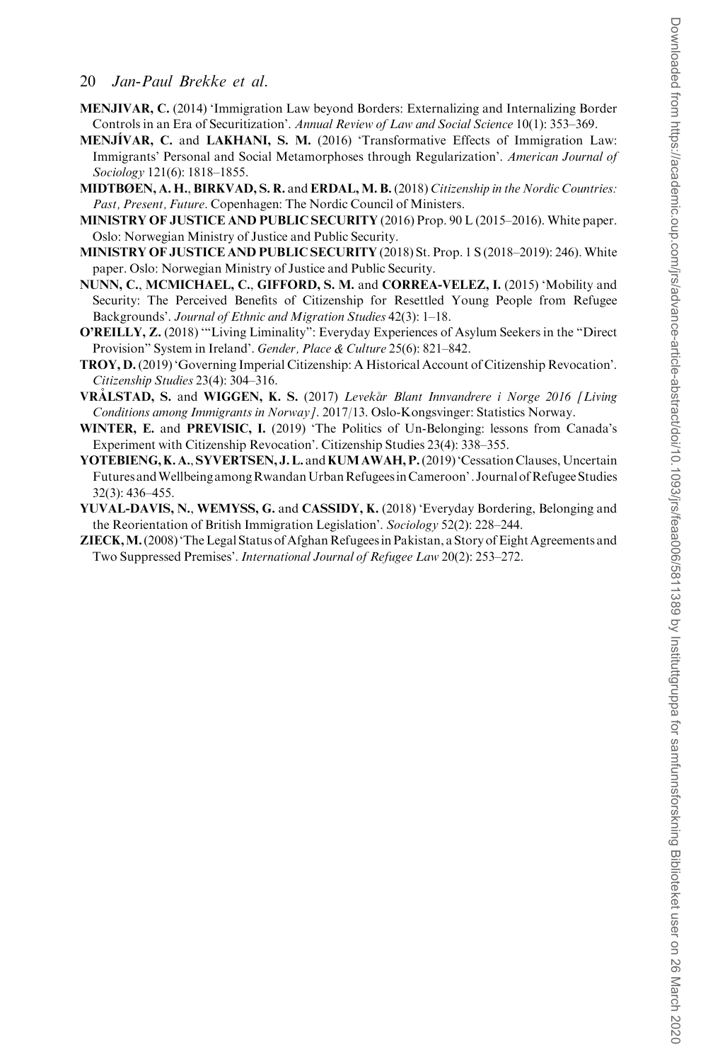**MENJIVAR, C.** (2014) 'Immigration Law beyond Borders: Externalizing and Internalizing Border Controls in an Era of Securitization'. *Annual Review of Law and Social Science* 10(1): 353–369.

**MENJÍVAR, C.** and **LAKHANI, S. M.** (2016) 'Transformative Effects of Immigration Law: Immigrants' Personal and Social Metamorphoses through Regularization'. *American Journal of Sociology* 121(6): 1818–1855.

**MIDTBØEN, A. H.**, **BIRKVAD, S. R.** and **ERDAL, M. B.** (2018) *Citizenship in the Nordic Countries: Past, Present, Future*. Copenhagen: The Nordic Council of Ministers.

**MINISTRY OF JUSTICE AND PUBLIC SECURITY** (2016) Prop. 90 L (2015–2016). White paper. Oslo: Norwegian Ministry of Justice and Public Security.

**MINISTRY OF JUSTICE AND PUBLIC SECURITY** (2018) St. Prop. 1 S (2018–2019): 246). White paper. Oslo: Norwegian Ministry of Justice and Public Security.

**NUNN, C.**, **MCMICHAEL, C.**, **GIFFORD, S. M.** and **CORREA-VELEZ, I.** (2015) 'Mobility and Security: The Perceived Benefits of Citizenship for Resettled Young People from Refugee Backgrounds'. *Journal of Ethnic and Migration Studies* 42(3): 1–18.

**O'REILLY, Z.** (2018) '"Living Liminality": Everyday Experiences of Asylum Seekers in the "Direct Provision" System in Ireland'. *Gender, Place & Culture* 25(6): 821–842.

**TROY, D.** (2019) 'Governing Imperial Citizenship: A Historical Account of Citizenship Revocation'. *Citizenship Studies* 23(4): 304–316.

**VRÅLSTAD, S.** and **WIGGEN, K. S.** (2017) *Levekår Blant Innvandrere i Norge 2016 [Living Conditions among Immigrants in Norway]*. 2017/13. Oslo-Kongsvinger: Statistics Norway.

**WINTER, E.** and **PREVISIC, I.** (2019) 'The Politics of Un-Belonging: lessons from Canada's Experiment with Citizenship Revocation'. Citizenship Studies 23(4): 338–355.

**YOTEBIENG, K. A.**, **SYVERTSEN, J. L.** and **KUM AWAH, P.** (2019) 'Cessation Clauses, Uncertain Futures and Wellbeing among Rwandan Urban Refugees in Cameroon'. Journal of Refugee Studies 32(3): 436–455.

**YUVAL-DAVIS, N.**, **WEMYSS, G.** and **CASSIDY, K.** (2018) 'Everyday Bordering, Belonging and the Reorientation of British Immigration Legislation'. *Sociology* 52(2): 228–244.

**ZIECK, M.** (2008) 'The Legal Status of Afghan Refugees in Pakistan, a Story of Eight Agreements and Two Suppressed Premises'. *International Journal of Refugee Law* 20(2): 253–272.